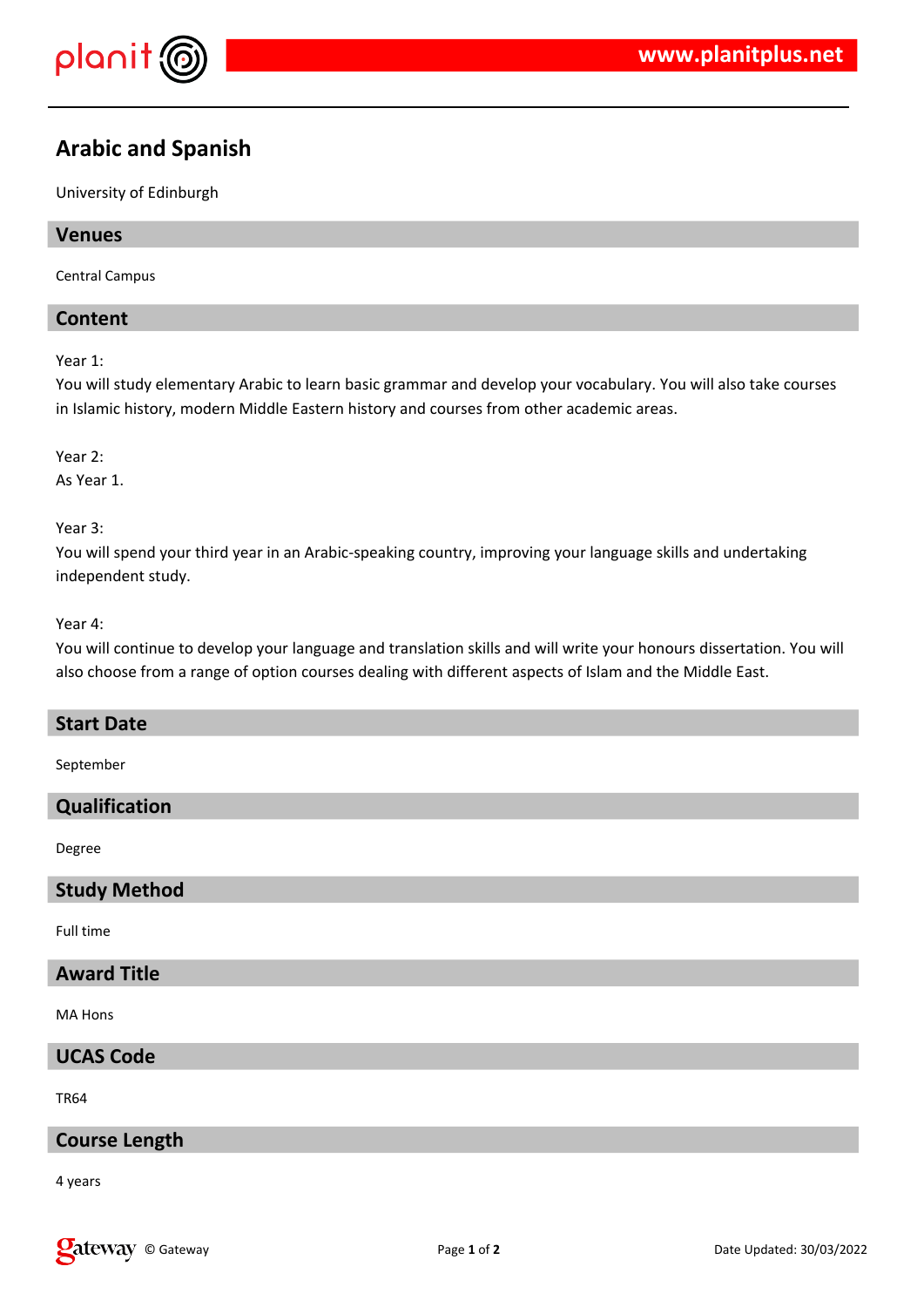# Arabic and Spanish

University of Edinburgh

## Venues

Central Campus

## Content

Year 1:
You will study elementary Arabic to learn basic grammar and develop your vocabulary. You will also take courses in Islamic history, modern Middle Eastern history and courses from other academic areas.

Year 2:
As Year 1.

Year 3:
You will spend your third year in an Arabic-speaking country, improving your language skills and undertaking independent study.

Year 4:
You will continue to develop your language and translation skills and will write your honours dissertation. You will also choose from a range of option courses dealing with different aspects of Islam and the Middle East.

## Start Date

September

## Qualification

Degree

## Study Method

Full time

## Award Title

MA Hons

## UCAS Code

TR64

## Course Length

4 years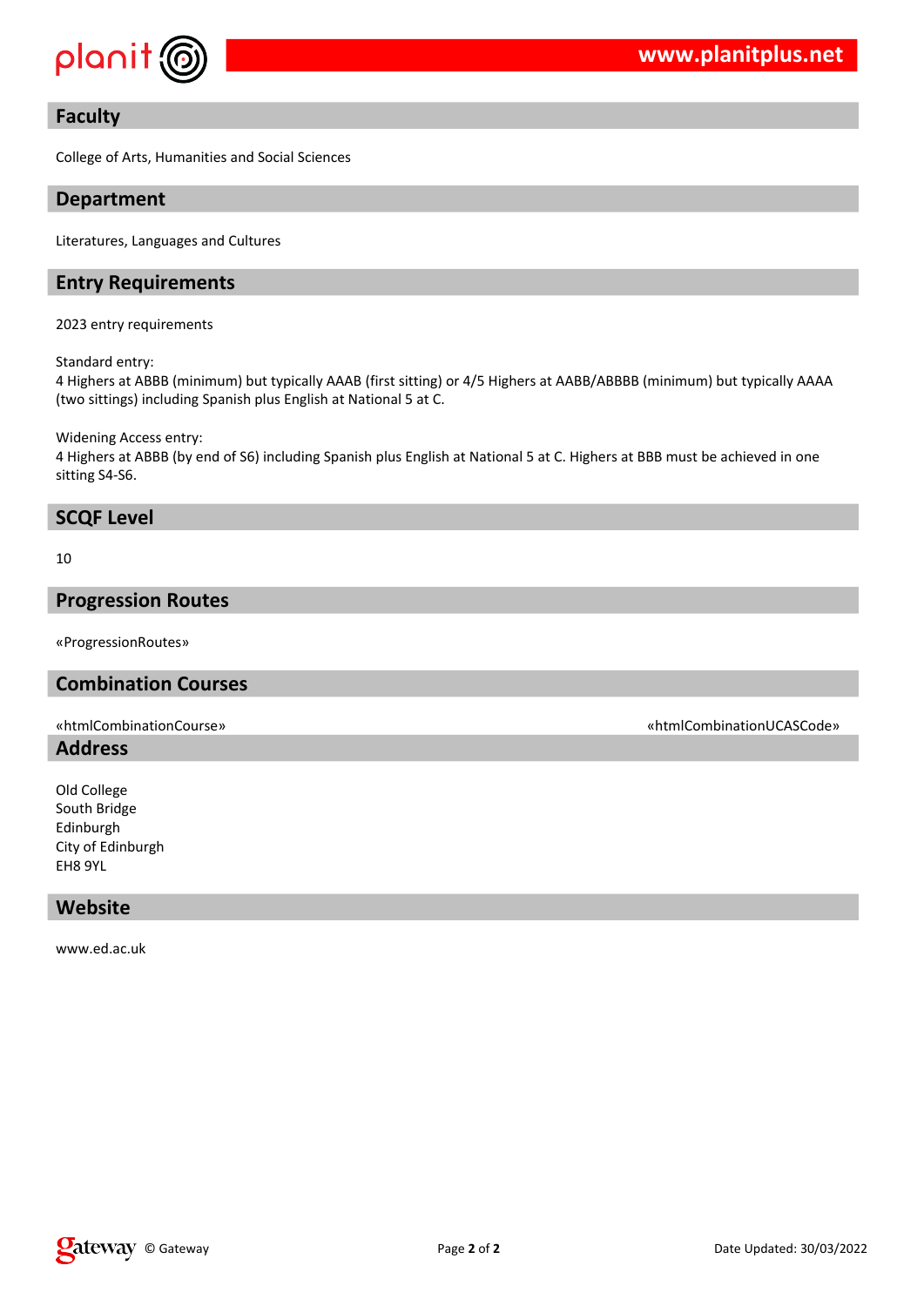## Faculty

College of Arts, Humanities and Social Sciences

## Department

Literatures, Languages and Cultures

## Entry Requirements

2023 entry requirements

Standard entry:
4 Highers at ABBB (minimum) but typically AAAB (first sitting) or 4/5 Highers at AABB/ABBBB (minimum) but typically AAAA (two sittings) including Spanish plus English at National 5 at C.

Widening Access entry:
4 Highers at ABBB (by end of S6) including Spanish plus English at National 5 at C. Highers at BBB must be achieved in one sitting S4-S6.

## SCQF Level

10

## Progression Routes

«ProgressionRoutes»

## Combination Courses

«htmlCombinationCourse» «htmlCombinationUCASCode»

## Address

Old College
South Bridge
Edinburgh
City of Edinburgh
EH8 9YL

## Website

www.ed.ac.uk